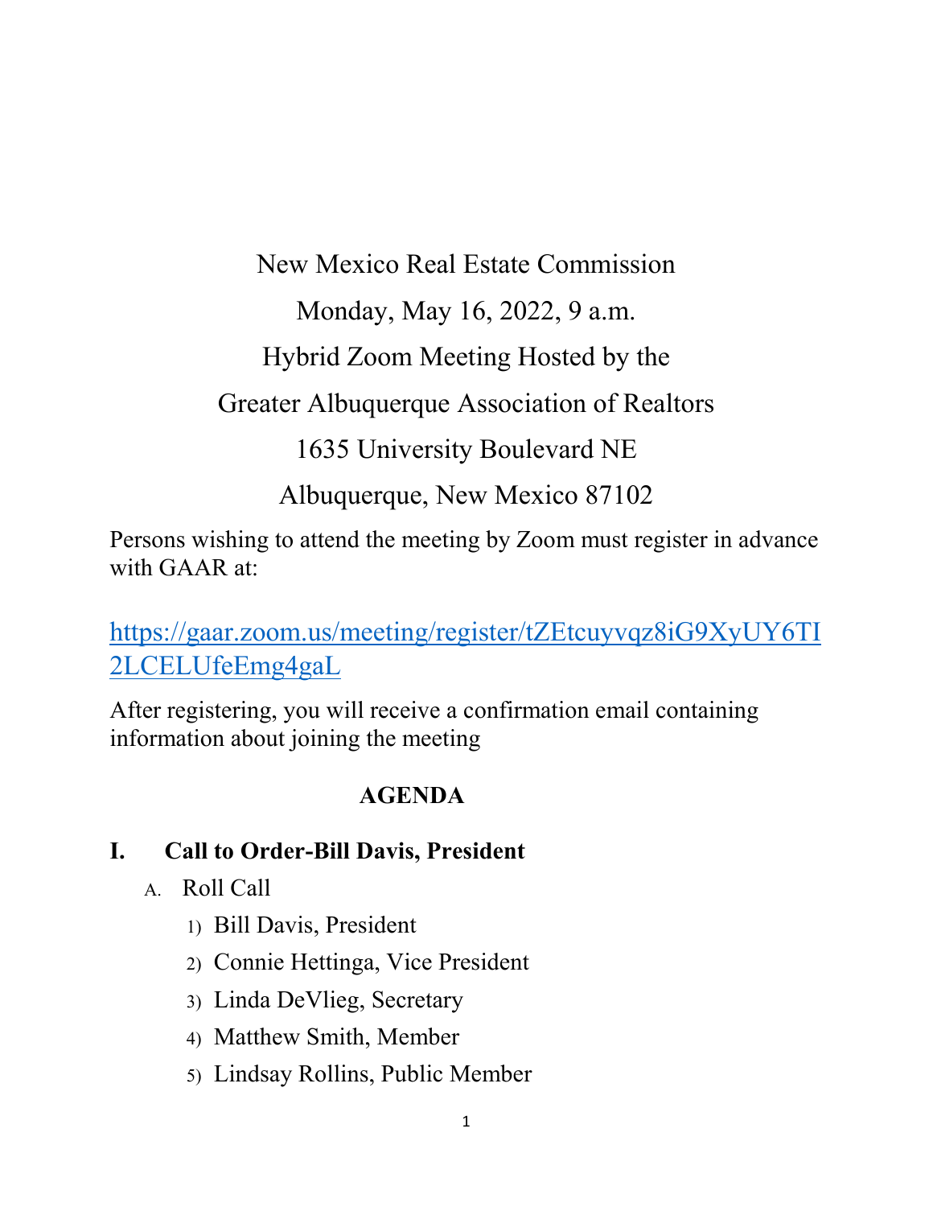New Mexico Real Estate Commission

Monday, May 16, 2022, 9 a.m.

Hybrid Zoom Meeting Hosted by the

Greater Albuquerque Association of Realtors

1635 University Boulevard NE

Albuquerque, New Mexico 87102

Persons wishing to attend the meeting by Zoom must register in advance with GAAR at:

https://gaar.zoom.us/meeting/register/tZEtcuyvqz8iG9XyUY6TI2LCELUfeEmg4gaL

After registering, you will receive a confirmation email containing information about joining the meeting

**AGENDA**

## I. Call to Order-Bill Davis, President

A. Roll Call

1) Bill Davis, President
2) Connie Hettinga, Vice President
3) Linda DeVlieg, Secretary
4) Matthew Smith, Member
5) Lindsay Rollins, Public Member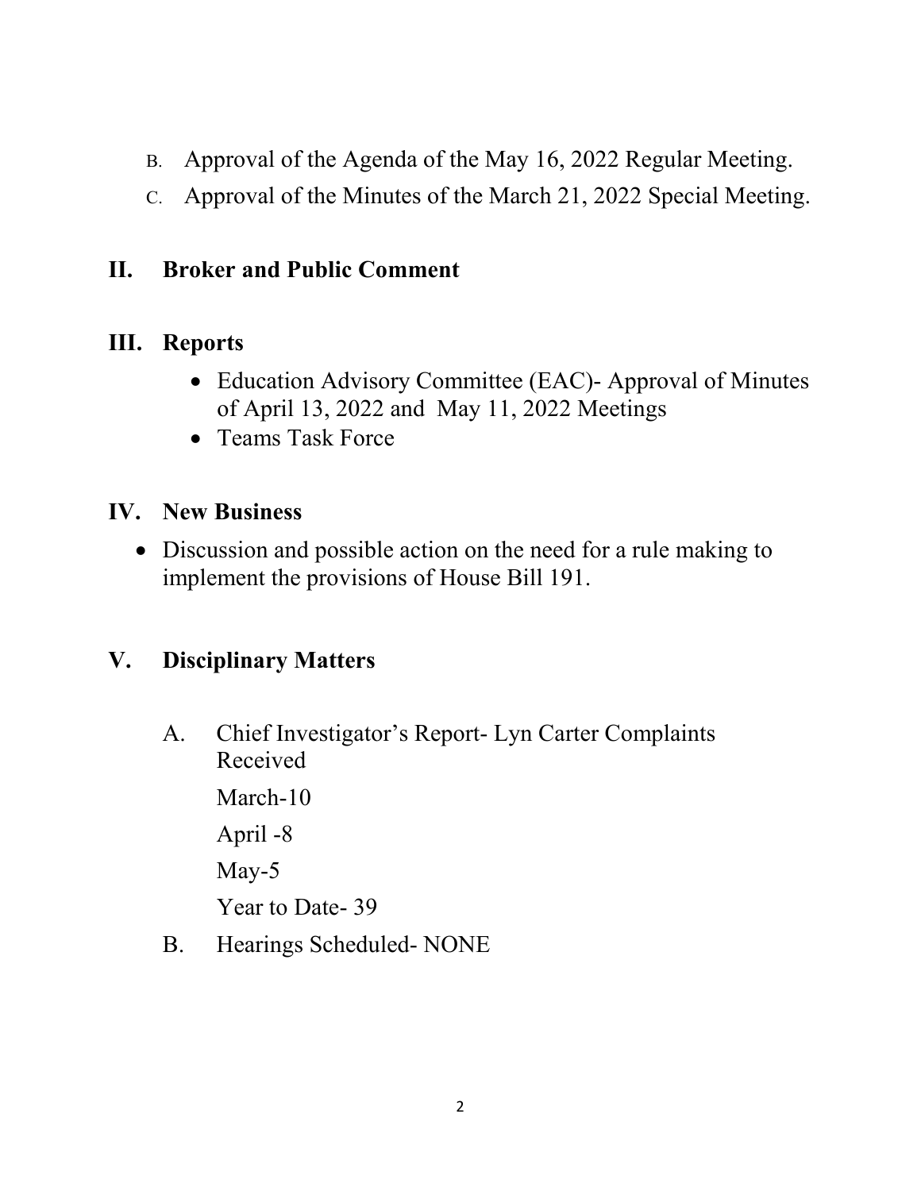B. Approval of the Agenda of the May 16, 2022 Regular Meeting.

C. Approval of the Minutes of the March 21, 2022 Special Meeting.

## II. Broker and Public Comment

## III. Reports

- Education Advisory Committee (EAC)- Approval of Minutes of April 13, 2022 and May 11, 2022 Meetings
- Teams Task Force

## IV. New Business

- Discussion and possible action on the need for a rule making to implement the provisions of House Bill 191.

## V. Disciplinary Matters

A. Chief Investigator's Report- Lyn Carter Complaints Received

March-10

April -8

May-5

Year to Date- 39

B. Hearings Scheduled- NONE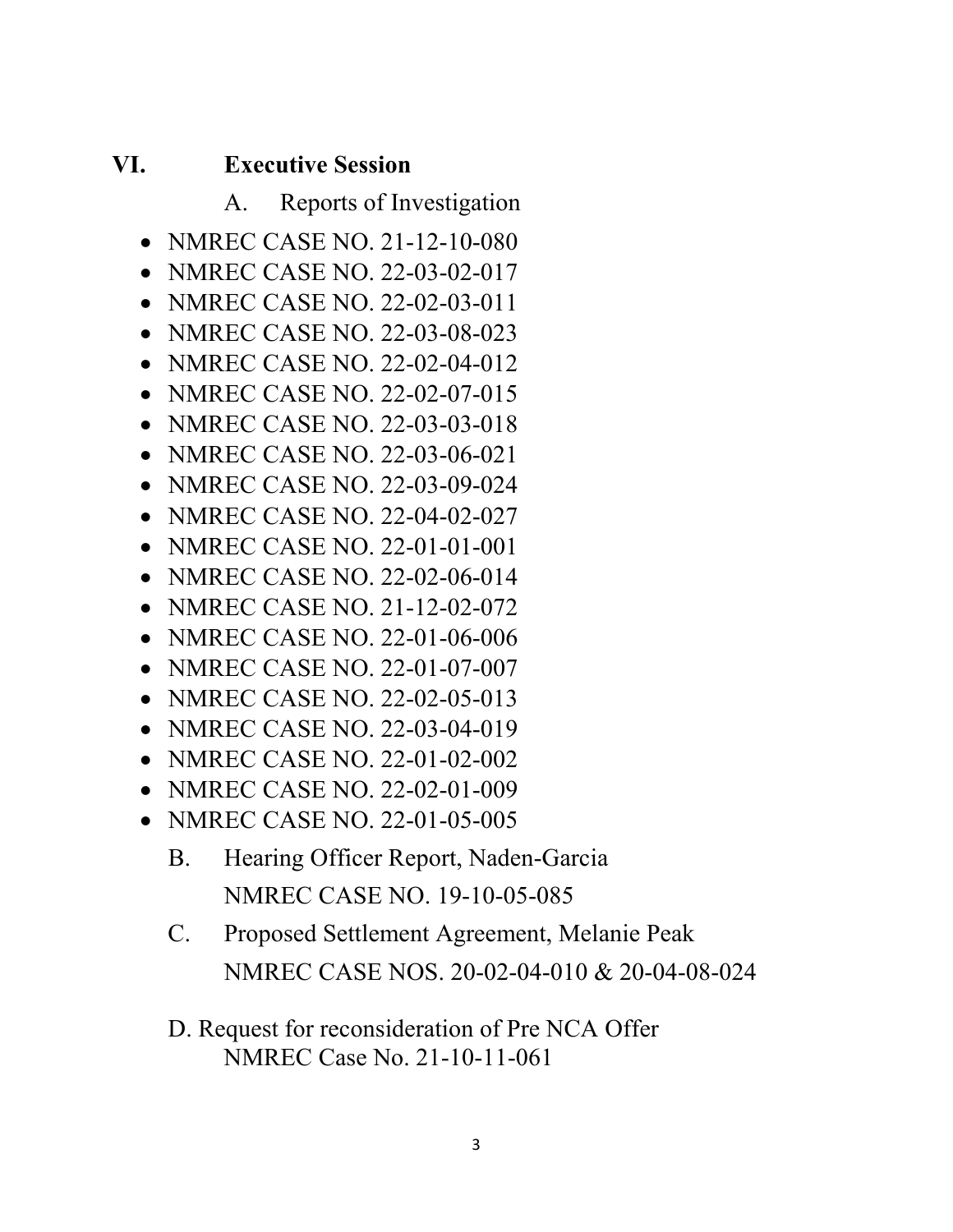## VI. Executive Session

A. Reports of Investigation

- NMREC CASE NO. 21-12-10-080
- NMREC CASE NO. 22-03-02-017
- NMREC CASE NO. 22-02-03-011
- NMREC CASE NO. 22-03-08-023
- NMREC CASE NO. 22-02-04-012
- NMREC CASE NO. 22-02-07-015
- NMREC CASE NO. 22-03-03-018
- NMREC CASE NO. 22-03-06-021
- NMREC CASE NO. 22-03-09-024
- NMREC CASE NO. 22-04-02-027
- NMREC CASE NO. 22-01-01-001
- NMREC CASE NO. 22-02-06-014
- NMREC CASE NO. 21-12-02-072
- NMREC CASE NO. 22-01-06-006
- NMREC CASE NO. 22-01-07-007
- NMREC CASE NO. 22-02-05-013
- NMREC CASE NO. 22-03-04-019
- NMREC CASE NO. 22-01-02-002
- NMREC CASE NO. 22-02-01-009
- NMREC CASE NO. 22-01-05-005

B. Hearing Officer Report, Naden-Garcia
NMREC CASE NO. 19-10-05-085

C. Proposed Settlement Agreement, Melanie Peak
NMREC CASE NOS. 20-02-04-010 & 20-04-08-024

D. Request for reconsideration of Pre NCA Offer
NMREC Case No. 21-10-11-061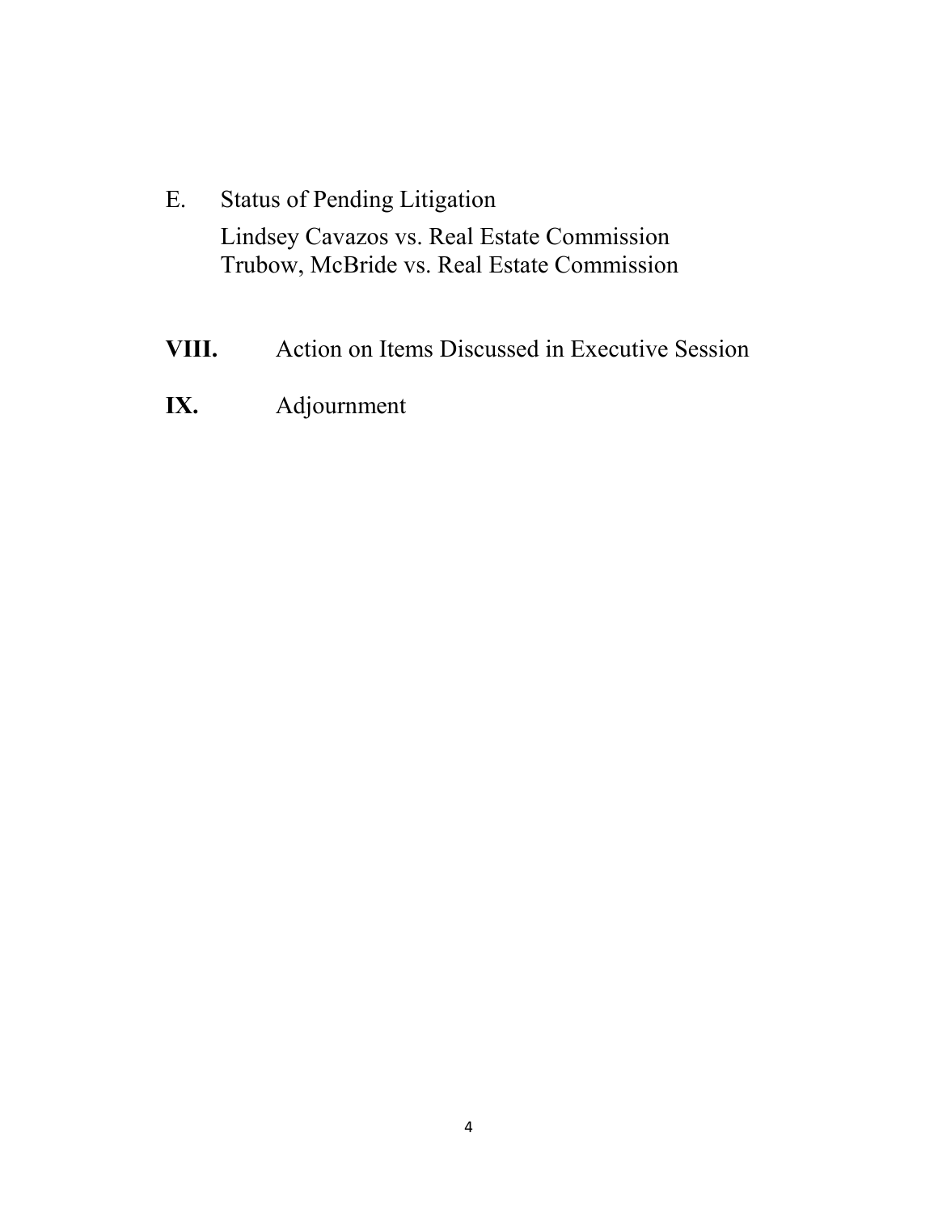E. Status of Pending Litigation

Lindsey Cavazos vs. Real Estate Commission
Trubow, McBride vs. Real Estate Commission

**VIII.** Action on Items Discussed in Executive Session

**IX.** Adjournment